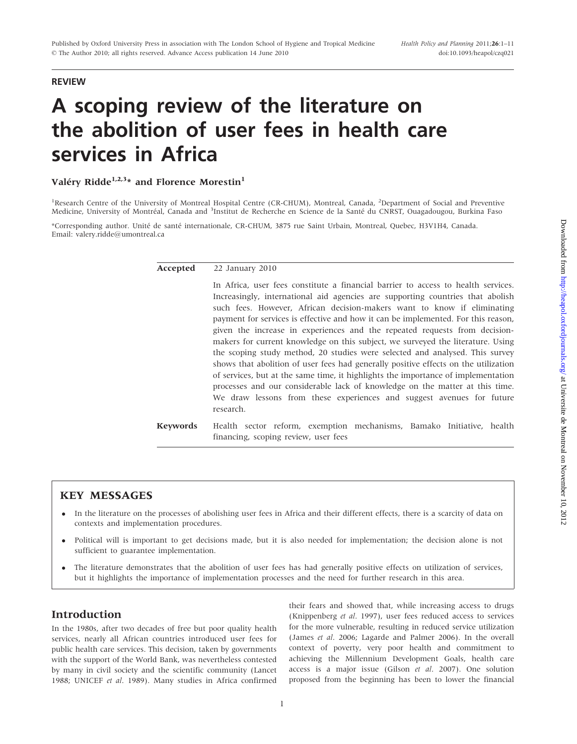REVIEW

# A scoping review of the literature on the abolition of user fees in health care services in Africa

**Valéry Ridde[1,2,3]* and Florence Morestin[1]**

[1]Research Centre of the University of Montreal Hospital Centre (CR-CHUM), Montreal, Canada, [2]Department of Social and Preventive Medicine, University of Montréal, Canada and [3]Institut de Recherche en Science de la Santé du CNRST, Ouagadougou, Burkina Faso

*Corresponding author. Unité de santé internationale, CR-CHUM, 3875 rue Saint Urbain, Montreal, Quebec, H3V1H4, Canada. Email: valery.ridde@umontreal.ca

**Accepted** 22 January 2010

In Africa, user fees constitute a financial barrier to access to health services. Increasingly, international aid agencies are supporting countries that abolish such fees. However, African decision-makers want to know if eliminating payment for services is effective and how it can be implemented. For this reason, given the increase in experiences and the repeated requests from decision-makers for current knowledge on this subject, we surveyed the literature. Using the scoping study method, 20 studies were selected and analysed. This survey shows that abolition of user fees had generally positive effects on the utilization of services, but at the same time, it highlights the importance of implementation processes and our considerable lack of knowledge on the matter at this time. We draw lessons from these experiences and suggest avenues for future research.

**Keywords** Health sector reform, exemption mechanisms, Bamako Initiative, health financing, scoping review, user fees

## KEY MESSAGES

- In the literature on the processes of abolishing user fees in Africa and their different effects, there is a scarcity of data on contexts and implementation procedures.
- Political will is important to get decisions made, but it is also needed for implementation; the decision alone is not sufficient to guarantee implementation.
- The literature demonstrates that the abolition of user fees has had generally positive effects on utilization of services, but it highlights the importance of implementation processes and the need for further research in this area.

## Introduction

In the 1980s, after two decades of free but poor quality health services, nearly all African countries introduced user fees for public health care services. This decision, taken by governments with the support of the World Bank, was nevertheless contested by many in civil society and the scientific community (Lancet 1988; UNICEF *et al*. 1989). Many studies in Africa confirmed their fears and showed that, while increasing access to drugs (Knippenberg *et al*. 1997), user fees reduced access to services for the more vulnerable, resulting in reduced service utilization (James *et al*. 2006; Lagarde and Palmer 2006). In the overall context of poverty, very poor health and commitment to achieving the Millennium Development Goals, health care access is a major issue (Gilson *et al*. 2007). One solution proposed from the beginning has been to lower the financial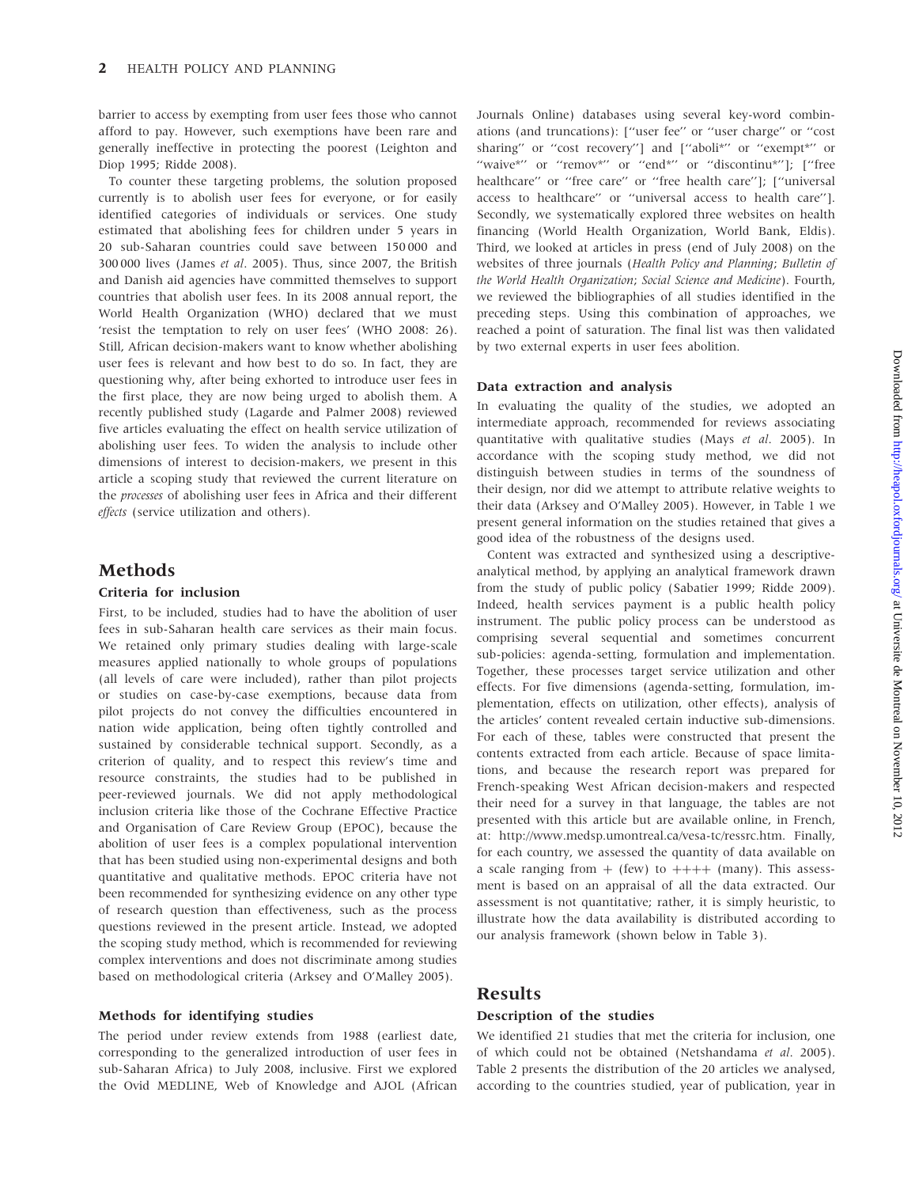barrier to access by exempting from user fees those who cannot afford to pay. However, such exemptions have been rare and generally ineffective in protecting the poorest (Leighton and Diop 1995; Ridde 2008).

To counter these targeting problems, the solution proposed currently is to abolish user fees for everyone, or for easily identified categories of individuals or services. One study estimated that abolishing fees for children under 5 years in 20 sub-Saharan countries could save between 150 000 and 300 000 lives (James *et al*. 2005). Thus, since 2007, the British and Danish aid agencies have committed themselves to support countries that abolish user fees. In its 2008 annual report, the World Health Organization (WHO) declared that we must 'resist the temptation to rely on user fees' (WHO 2008: 26). Still, African decision-makers want to know whether abolishing user fees is relevant and how best to do so. In fact, they are questioning why, after being exhorted to introduce user fees in the first place, they are now being urged to abolish them. A recently published study (Lagarde and Palmer 2008) reviewed five articles evaluating the effect on health service utilization of abolishing user fees. To widen the analysis to include other dimensions of interest to decision-makers, we present in this article a scoping study that reviewed the current literature on the *processes* of abolishing user fees in Africa and their different *effects* (service utilization and others).

## Methods

### Criteria for inclusion

First, to be included, studies had to have the abolition of user fees in sub-Saharan health care services as their main focus. We retained only primary studies dealing with large-scale measures applied nationally to whole groups of populations (all levels of care were included), rather than pilot projects or studies on case-by-case exemptions, because data from pilot projects do not convey the difficulties encountered in nation wide application, being often tightly controlled and sustained by considerable technical support. Secondly, as a criterion of quality, and to respect this review's time and resource constraints, the studies had to be published in peer-reviewed journals. We did not apply methodological inclusion criteria like those of the Cochrane Effective Practice and Organisation of Care Review Group (EPOC), because the abolition of user fees is a complex populational intervention that has been studied using non-experimental designs and both quantitative and qualitative methods. EPOC criteria have not been recommended for synthesizing evidence on any other type of research question than effectiveness, such as the process questions reviewed in the present article. Instead, we adopted the scoping study method, which is recommended for reviewing complex interventions and does not discriminate among studies based on methodological criteria (Arksey and O'Malley 2005).

### Methods for identifying studies

The period under review extends from 1988 (earliest date, corresponding to the generalized introduction of user fees in sub-Saharan Africa) to July 2008, inclusive. First we explored the Ovid MEDLINE, Web of Knowledge and AJOL (African Journals Online) databases using several key-word combinations (and truncations): [''user fee'' or ''user charge'' or ''cost sharing'' or ''cost recovery''] and [''aboli*'' or ''exempt*'' or ''waive*'' or ''remov*'' or ''end*'' or ''discontinu*'']; [''free healthcare'' or ''free care'' or ''free health care'']; [''universal access to healthcare'' or ''universal access to health care'']. Secondly, we systematically explored three websites on health financing (World Health Organization, World Bank, Eldis). Third, we looked at articles in press (end of July 2008) on the websites of three journals (*Health Policy and Planning*; *Bulletin of the World Health Organization*; *Social Science and Medicine*). Fourth, we reviewed the bibliographies of all studies identified in the preceding steps. Using this combination of approaches, we reached a point of saturation. The final list was then validated by two external experts in user fees abolition.

### Data extraction and analysis

In evaluating the quality of the studies, we adopted an intermediate approach, recommended for reviews associating quantitative with qualitative studies (Mays *et al*. 2005). In accordance with the scoping study method, we did not distinguish between studies in terms of the soundness of their design, nor did we attempt to attribute relative weights to their data (Arksey and O'Malley 2005). However, in Table 1 we present general information on the studies retained that gives a good idea of the robustness of the designs used.

Content was extracted and synthesized using a descriptive-analytical method, by applying an analytical framework drawn from the study of public policy (Sabatier 1999; Ridde 2009). Indeed, health services payment is a public health policy instrument. The public policy process can be understood as comprising several sequential and sometimes concurrent sub-policies: agenda-setting, formulation and implementation. Together, these processes target service utilization and other effects. For five dimensions (agenda-setting, formulation, implementation, effects on utilization, other effects), analysis of the articles' content revealed certain inductive sub-dimensions. For each of these, tables were constructed that present the contents extracted from each article. Because of space limitations, and because the research report was prepared for French-speaking West African decision-makers and respected their need for a survey in that language, the tables are not presented with this article but are available online, in French, at: http://www.medsp.umontreal.ca/vesa-tc/ressrc.htm. Finally, for each country, we assessed the quantity of data available on a scale ranging from + (few) to ++++ (many). This assessment is based on an appraisal of all the data extracted. Our assessment is not quantitative; rather, it is simply heuristic, to illustrate how the data availability is distributed according to our analysis framework (shown below in Table 3).

## Results

### Description of the studies

We identified 21 studies that met the criteria for inclusion, one of which could not be obtained (Netshandama *et al*. 2005). Table 2 presents the distribution of the 20 articles we analysed, according to the countries studied, year of publication, year in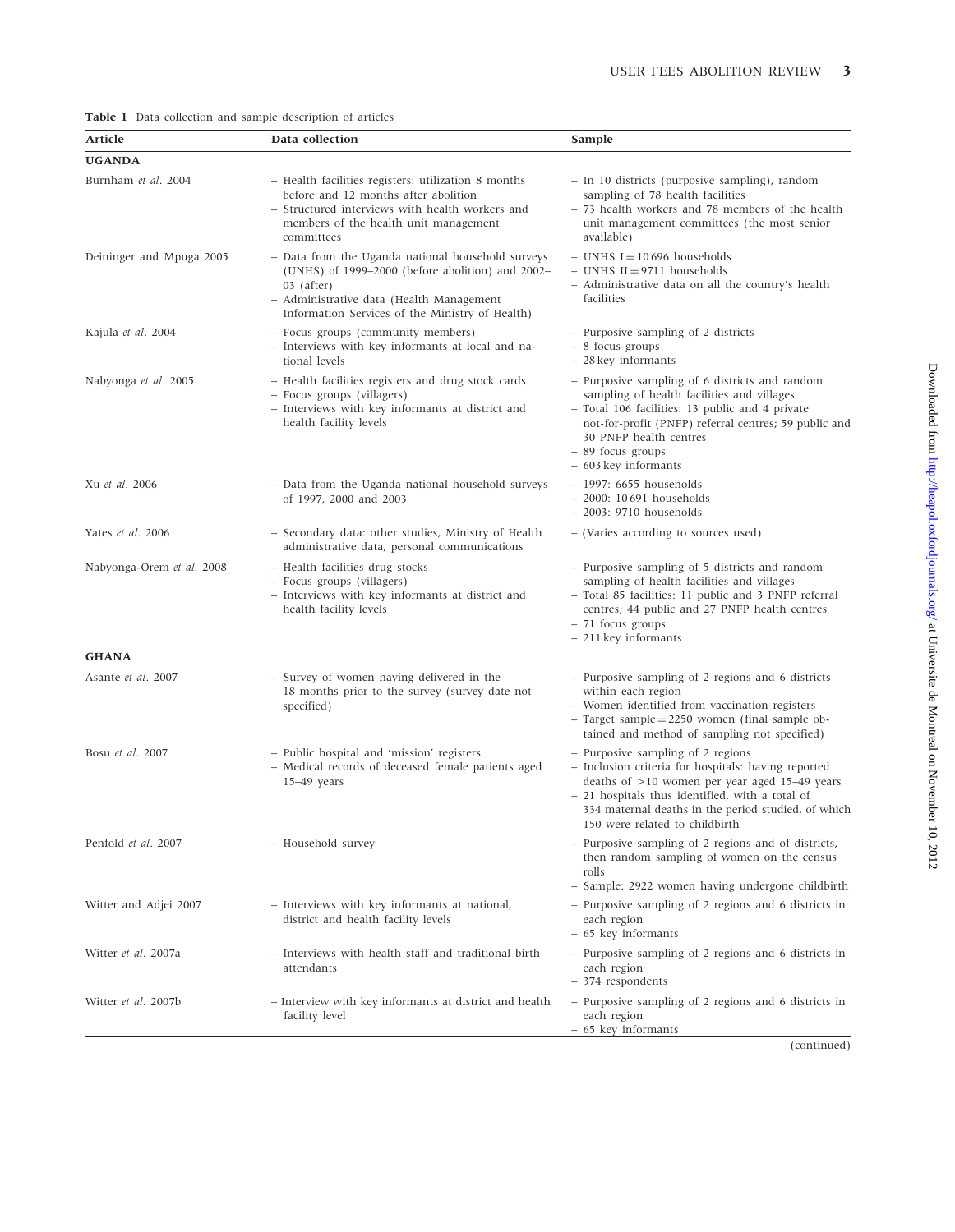**Table 1** Data collection and sample description of articles

| Article | Data collection | Sample |
|---|---|---|
| **UGANDA** | | |
| Burnham *et al.* 2004 | – Health facilities registers: utilization 8 months before and 12 months after abolition<br>– Structured interviews with health workers and members of the health unit management committees | – In 10 districts (purposive sampling), random sampling of 78 health facilities<br>– 73 health workers and 78 members of the health unit management committees (the most senior available) |
| Deininger and Mpuga 2005 | – Data from the Uganda national household surveys (UNHS) of 1999–2000 (before abolition) and 2002–03 (after)<br>– Administrative data (Health Management Information Services of the Ministry of Health) | – UNHS I = 10 696 households<br>– UNHS II = 9711 households<br>– Administrative data on all the country's health facilities |
| Kajula *et al.* 2004 | – Focus groups (community members)<br>– Interviews with key informants at local and national levels | – Purposive sampling of 2 districts<br>– 8 focus groups<br>– 28 key informants |
| Nabyonga *et al.* 2005 | – Health facilities registers and drug stock cards<br>– Focus groups (villagers)<br>– Interviews with key informants at district and health facility levels | – Purposive sampling of 6 districts and random sampling of health facilities and villages<br>– Total 106 facilities: 13 public and 4 private not-for-profit (PNFP) referral centres; 59 public and 30 PNFP health centres<br>– 89 focus groups<br>– 603 key informants |
| Xu *et al.* 2006 | – Data from the Uganda national household surveys of 1997, 2000 and 2003 | – 1997: 6655 households<br>– 2000: 10 691 households<br>– 2003: 9710 households |
| Yates *et al.* 2006 | – Secondary data: other studies, Ministry of Health administrative data, personal communications | – (Varies according to sources used) |
| Nabyonga-Orem *et al.* 2008 | – Health facilities drug stocks<br>– Focus groups (villagers)<br>– Interviews with key informants at district and health facility levels | – Purposive sampling of 5 districts and random sampling of health facilities and villages<br>– Total 85 facilities: 11 public and 3 PNFP referral centres; 44 public and 27 PNFP health centres<br>– 71 focus groups<br>– 211 key informants |
| **GHANA** | | |
| Asante *et al.* 2007 | – Survey of women having delivered in the 18 months prior to the survey (survey date not specified) | – Purposive sampling of 2 regions and 6 districts within each region<br>– Women identified from vaccination registers<br>– Target sample = 2250 women (final sample obtained and method of sampling not specified) |
| Bosu *et al.* 2007 | – Public hospital and 'mission' registers<br>– Medical records of deceased female patients aged 15–49 years | – Purposive sampling of 2 regions<br>– Inclusion criteria for hospitals: having reported deaths of >10 women per year aged 15–49 years<br>– 21 hospitals thus identified, with a total of 334 maternal deaths in the period studied, of which 150 were related to childbirth |
| Penfold *et al.* 2007 | – Household survey | – Purposive sampling of 2 regions and of districts, then random sampling of women on the census rolls<br>– Sample: 2922 women having undergone childbirth |
| Witter and Adjei 2007 | – Interviews with key informants at national, district and health facility levels | – Purposive sampling of 2 regions and 6 districts in each region<br>– 65 key informants |
| Witter *et al.* 2007a | – Interviews with health staff and traditional birth attendants | – Purposive sampling of 2 regions and 6 districts in each region<br>– 374 respondents |
| Witter *et al.* 2007b | – Interview with key informants at district and health facility level | – Purposive sampling of 2 regions and 6 districts in each region<br>– 65 key informants |

(continued)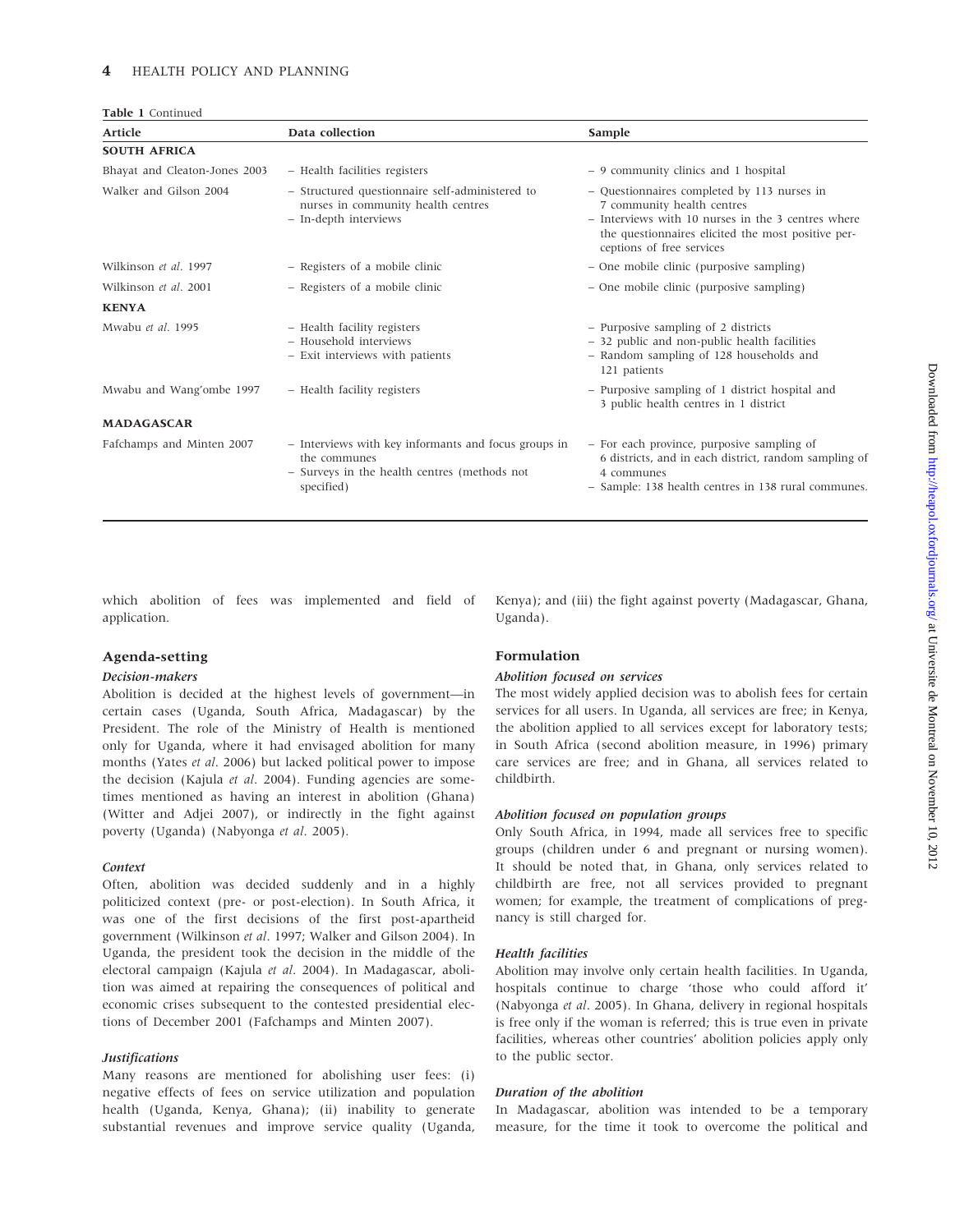**Table 1** Continued

| Article | Data collection | Sample |
|---|---|---|
| **SOUTH AFRICA** | | |
| Bhayat and Cleaton-Jones 2003 | – Health facilities registers | – 9 community clinics and 1 hospital |
| Walker and Gilson 2004 | – Structured questionnaire self-administered to nurses in community health centres<br>– In-depth interviews | – Questionnaires completed by 113 nurses in 7 community health centres<br>– Interviews with 10 nurses in the 3 centres where the questionnaires elicited the most positive perceptions of free services |
| Wilkinson *et al.* 1997 | – Registers of a mobile clinic | – One mobile clinic (purposive sampling) |
| Wilkinson *et al.* 2001 | – Registers of a mobile clinic | – One mobile clinic (purposive sampling) |
| **KENYA** | | |
| Mwabu *et al.* 1995 | – Health facility registers<br>– Household interviews<br>– Exit interviews with patients | – Purposive sampling of 2 districts<br>– 32 public and non-public health facilities<br>– Random sampling of 128 households and 121 patients |
| Mwabu and Wang'ombe 1997 | – Health facility registers | – Purposive sampling of 1 district hospital and 3 public health centres in 1 district |
| **MADAGASCAR** | | |
| Fafchamps and Minten 2007 | – Interviews with key informants and focus groups in the communes<br>– Surveys in the health centres (methods not specified) | – For each province, purposive sampling of 6 districts, and in each district, random sampling of 4 communes<br>– Sample: 138 health centres in 138 rural communes. |

which abolition of fees was implemented and field of application.

## Agenda-setting

### *Decision-makers*

Abolition is decided at the highest levels of government—in certain cases (Uganda, South Africa, Madagascar) by the President. The role of the Ministry of Health is mentioned only for Uganda, where it had envisaged abolition for many months (Yates *et al.* 2006) but lacked political power to impose the decision (Kajula *et al.* 2004). Funding agencies are sometimes mentioned as having an interest in abolition (Ghana) (Witter and Adjei 2007), or indirectly in the fight against poverty (Uganda) (Nabyonga *et al.* 2005).

### *Context*

Often, abolition was decided suddenly and in a highly politicized context (pre- or post-election). In South Africa, it was one of the first decisions of the first post-apartheid government (Wilkinson *et al.* 1997; Walker and Gilson 2004). In Uganda, the president took the decision in the middle of the electoral campaign (Kajula *et al.* 2004). In Madagascar, abolition was aimed at repairing the consequences of political and economic crises subsequent to the contested presidential elections of December 2001 (Fafchamps and Minten 2007).

### *Justifications*

Many reasons are mentioned for abolishing user fees: (i) negative effects of fees on service utilization and population health (Uganda, Kenya, Ghana); (ii) inability to generate substantial revenues and improve service quality (Uganda, Kenya); and (iii) the fight against poverty (Madagascar, Ghana, Uganda).

## Formulation

### *Abolition focused on services*

The most widely applied decision was to abolish fees for certain services for all users. In Uganda, all services are free; in Kenya, the abolition applied to all services except for laboratory tests; in South Africa (second abolition measure, in 1996) primary care services are free; and in Ghana, all services related to childbirth.

### *Abolition focused on population groups*

Only South Africa, in 1994, made all services free to specific groups (children under 6 and pregnant or nursing women). It should be noted that, in Ghana, only services related to childbirth are free, not all services provided to pregnant women; for example, the treatment of complications of pregnancy is still charged for.

### *Health facilities*

Abolition may involve only certain health facilities. In Uganda, hospitals continue to charge 'those who could afford it' (Nabyonga *et al.* 2005). In Ghana, delivery in regional hospitals is free only if the woman is referred; this is true even in private facilities, whereas other countries' abolition policies apply only to the public sector.

### *Duration of the abolition*

In Madagascar, abolition was intended to be a temporary measure, for the time it took to overcome the political and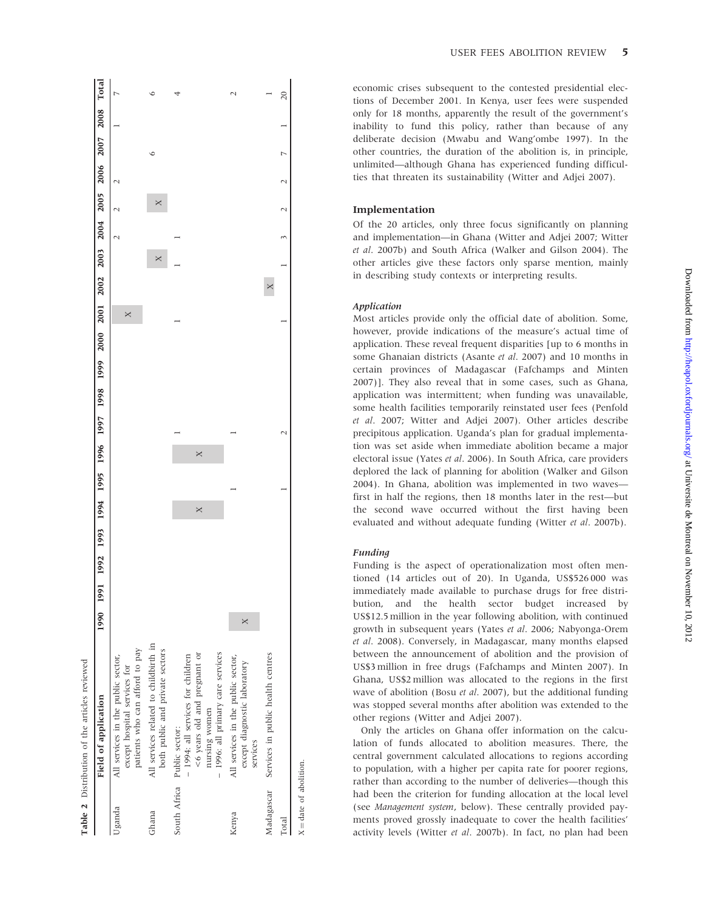**Table 2** Distribution of the articles reviewed

| | Field of application | 1990 | 1991 | 1992 | 1993 | 1994 | 1995 | 1996 | 1997 | 1998 | 1999 | 2000 | 2001 | 2002 | 2003 | 2004 | 2005 | 2006 | 2007 | 2008 | Total |
|---|---|---|---|---|---|---|---|---|---|---|---|---|---|---|---|---|---|---|---|---|---|
| Uganda | All services in the public sector, except hospital services for patients who can afford to pay | | | | | | | | | | | | X | | | 2 | 2 | 2 | | 1 | 7 |
| Ghana | All services related to childbirth in both public and private sectors | | | | | | | | | | | | | | X | | X | | 6 | | 6 |
| South Africa | Public sector: – 1994: all services for children <6 years old and pregnant or nursing women – 1996: all primary care services | | | | | X | | X | 1 | | | | 1 | | 1 | 1 | | | | | 4 |
| Kenya | All services in the public sector, except diagnostic laboratory services | X | | | | | 1 | | 1 | | | | | | | | | | | | 2 |
| Madagascar | Services in public health centres | | | | | | | | | | | | | X | | | | | 1 | | 1 |
| Total | | | | | | | 1 | | 2 | | | | 1 | | 1 | 3 | 2 | 2 | 7 | 1 | 20 |

X = date of abolition.

economic crises subsequent to the contested presidential elections of December 2001. In Kenya, user fees were suspended only for 18 months, apparently the result of the government's inability to fund this policy, rather than because of any deliberate decision (Mwabu and Wang'ombe 1997). In the other countries, the duration of the abolition is, in principle, unlimited—although Ghana has experienced funding difficulties that threaten its sustainability (Witter and Adjei 2007).

### Implementation

Of the 20 articles, only three focus significantly on planning and implementation—in Ghana (Witter and Adjei 2007; Witter *et al*. 2007b) and South Africa (Walker and Gilson 2004). The other articles give these factors only sparse mention, mainly in describing study contexts or interpreting results.

#### *Application*

Most articles provide only the official date of abolition. Some, however, provide indications of the measure's actual time of application. These reveal frequent disparities [up to 6 months in some Ghanaian districts (Asante *et al*. 2007) and 10 months in certain provinces of Madagascar (Fafchamps and Minten 2007)]. They also reveal that in some cases, such as Ghana, application was intermittent; when funding was unavailable, some health facilities temporarily reinstated user fees (Penfold *et al*. 2007; Witter and Adjei 2007). Other articles describe precipitous application. Uganda's plan for gradual implementation was set aside when immediate abolition became a major electoral issue (Yates *et al*. 2006). In South Africa, care providers deplored the lack of planning for abolition (Walker and Gilson 2004). In Ghana, abolition was implemented in two waves—first in half the regions, then 18 months later in the rest—but the second wave occurred without the first having been evaluated and without adequate funding (Witter *et al*. 2007b).

#### *Funding*

Funding is the aspect of operationalization most often mentioned (14 articles out of 20). In Uganda, US$526 000 was immediately made available to purchase drugs for free distribution, and the health sector budget increased by US$12.5 million in the year following abolition, with continued growth in subsequent years (Yates *et al*. 2006; Nabyonga-Orem *et al*. 2008). Conversely, in Madagascar, many months elapsed between the announcement of abolition and the provision of US$3 million in free drugs (Fafchamps and Minten 2007). In Ghana, US$2 million was allocated to the regions in the first wave of abolition (Bosu *et al*. 2007), but the additional funding was stopped several months after abolition was extended to the other regions (Witter and Adjei 2007).

Only the articles on Ghana offer information on the calculation of funds allocated to abolition measures. There, the central government calculated allocations to regions according to population, with a higher per capita rate for poorer regions, rather than according to the number of deliveries—though this had been the criterion for funding allocation at the local level (see *Management system*, below). These centrally provided payments proved grossly inadequate to cover the health facilities' activity levels (Witter *et al*. 2007b). In fact, no plan had been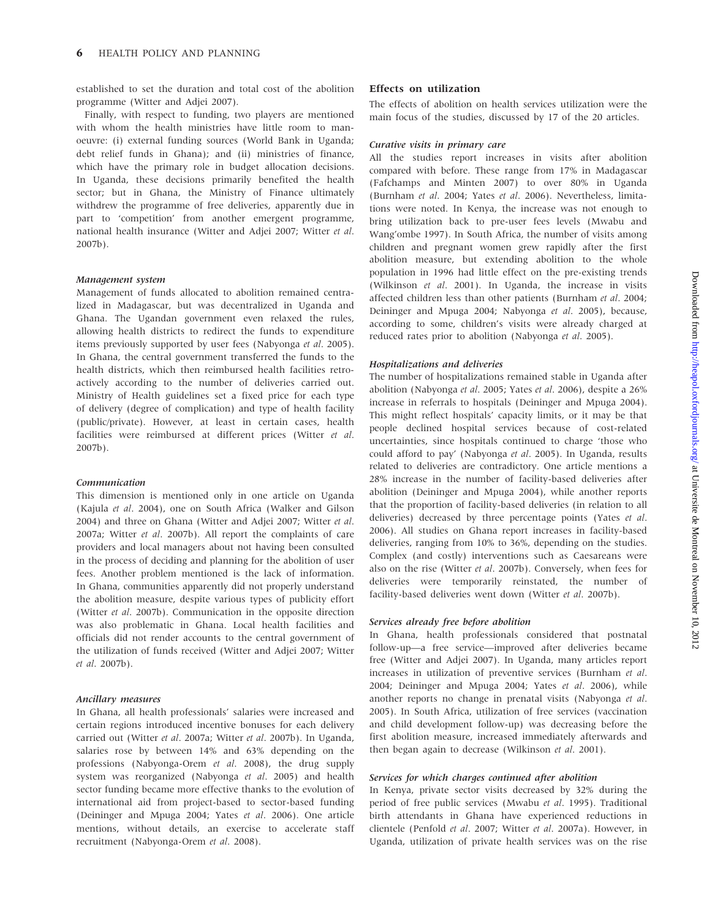established to set the duration and total cost of the abolition programme (Witter and Adjei 2007).

Finally, with respect to funding, two players are mentioned with whom the health ministries have little room to manoeuvre: (i) external funding sources (World Bank in Uganda; debt relief funds in Ghana); and (ii) ministries of finance, which have the primary role in budget allocation decisions. In Uganda, these decisions primarily benefited the health sector; but in Ghana, the Ministry of Finance ultimately withdrew the programme of free deliveries, apparently due in part to 'competition' from another emergent programme, national health insurance (Witter and Adjei 2007; Witter *et al.* 2007b).

#### *Management system*

Management of funds allocated to abolition remained centralized in Madagascar, but was decentralized in Uganda and Ghana. The Ugandan government even relaxed the rules, allowing health districts to redirect the funds to expenditure items previously supported by user fees (Nabyonga *et al.* 2005). In Ghana, the central government transferred the funds to the health districts, which then reimbursed health facilities retroactively according to the number of deliveries carried out. Ministry of Health guidelines set a fixed price for each type of delivery (degree of complication) and type of health facility (public/private). However, at least in certain cases, health facilities were reimbursed at different prices (Witter *et al.* 2007b).

#### *Communication*

This dimension is mentioned only in one article on Uganda (Kajula *et al.* 2004), one on South Africa (Walker and Gilson 2004) and three on Ghana (Witter and Adjei 2007; Witter *et al.* 2007a; Witter *et al.* 2007b). All report the complaints of care providers and local managers about not having been consulted in the process of deciding and planning for the abolition of user fees. Another problem mentioned is the lack of information. In Ghana, communities apparently did not properly understand the abolition measure, despite various types of publicity effort (Witter *et al.* 2007b). Communication in the opposite direction was also problematic in Ghana. Local health facilities and officials did not render accounts to the central government of the utilization of funds received (Witter and Adjei 2007; Witter *et al.* 2007b).

#### *Ancillary measures*

In Ghana, all health professionals' salaries were increased and certain regions introduced incentive bonuses for each delivery carried out (Witter *et al.* 2007a; Witter *et al.* 2007b). In Uganda, salaries rose by between 14% and 63% depending on the professions (Nabyonga-Orem *et al.* 2008), the drug supply system was reorganized (Nabyonga *et al.* 2005) and health sector funding became more effective thanks to the evolution of international aid from project-based to sector-based funding (Deininger and Mpuga 2004; Yates *et al.* 2006). One article mentions, without details, an exercise to accelerate staff recruitment (Nabyonga-Orem *et al.* 2008).

### Effects on utilization

The effects of abolition on health services utilization were the main focus of the studies, discussed by 17 of the 20 articles.

#### *Curative visits in primary care*

All the studies report increases in visits after abolition compared with before. These range from 17% in Madagascar (Fafchamps and Minten 2007) to over 80% in Uganda (Burnham *et al.* 2004; Yates *et al.* 2006). Nevertheless, limitations were noted. In Kenya, the increase was not enough to bring utilization back to pre-user fees levels (Mwabu and Wang'ombe 1997). In South Africa, the number of visits among children and pregnant women grew rapidly after the first abolition measure, but extending abolition to the whole population in 1996 had little effect on the pre-existing trends (Wilkinson *et al.* 2001). In Uganda, the increase in visits affected children less than other patients (Burnham *et al.* 2004; Deininger and Mpuga 2004; Nabyonga *et al.* 2005), because, according to some, children's visits were already charged at reduced rates prior to abolition (Nabyonga *et al.* 2005).

#### *Hospitalizations and deliveries*

The number of hospitalizations remained stable in Uganda after abolition (Nabyonga *et al.* 2005; Yates *et al.* 2006), despite a 26% increase in referrals to hospitals (Deininger and Mpuga 2004). This might reflect hospitals' capacity limits, or it may be that people declined hospital services because of cost-related uncertainties, since hospitals continued to charge 'those who could afford to pay' (Nabyonga *et al.* 2005). In Uganda, results related to deliveries are contradictory. One article mentions a 28% increase in the number of facility-based deliveries after abolition (Deininger and Mpuga 2004), while another reports that the proportion of facility-based deliveries (in relation to all deliveries) decreased by three percentage points (Yates *et al.* 2006). All studies on Ghana report increases in facility-based deliveries, ranging from 10% to 36%, depending on the studies. Complex (and costly) interventions such as Caesareans were also on the rise (Witter *et al.* 2007b). Conversely, when fees for deliveries were temporarily reinstated, the number of facility-based deliveries went down (Witter *et al.* 2007b).

#### *Services already free before abolition*

In Ghana, health professionals considered that postnatal follow-up—a free service—improved after deliveries became free (Witter and Adjei 2007). In Uganda, many articles report increases in utilization of preventive services (Burnham *et al.* 2004; Deininger and Mpuga 2004; Yates *et al.* 2006), while another reports no change in prenatal visits (Nabyonga *et al.* 2005). In South Africa, utilization of free services (vaccination and child development follow-up) was decreasing before the first abolition measure, increased immediately afterwards and then began again to decrease (Wilkinson *et al.* 2001).

#### *Services for which charges continued after abolition*

In Kenya, private sector visits decreased by 32% during the period of free public services (Mwabu *et al.* 1995). Traditional birth attendants in Ghana have experienced reductions in clientele (Penfold *et al.* 2007; Witter *et al.* 2007a). However, in Uganda, utilization of private health services was on the rise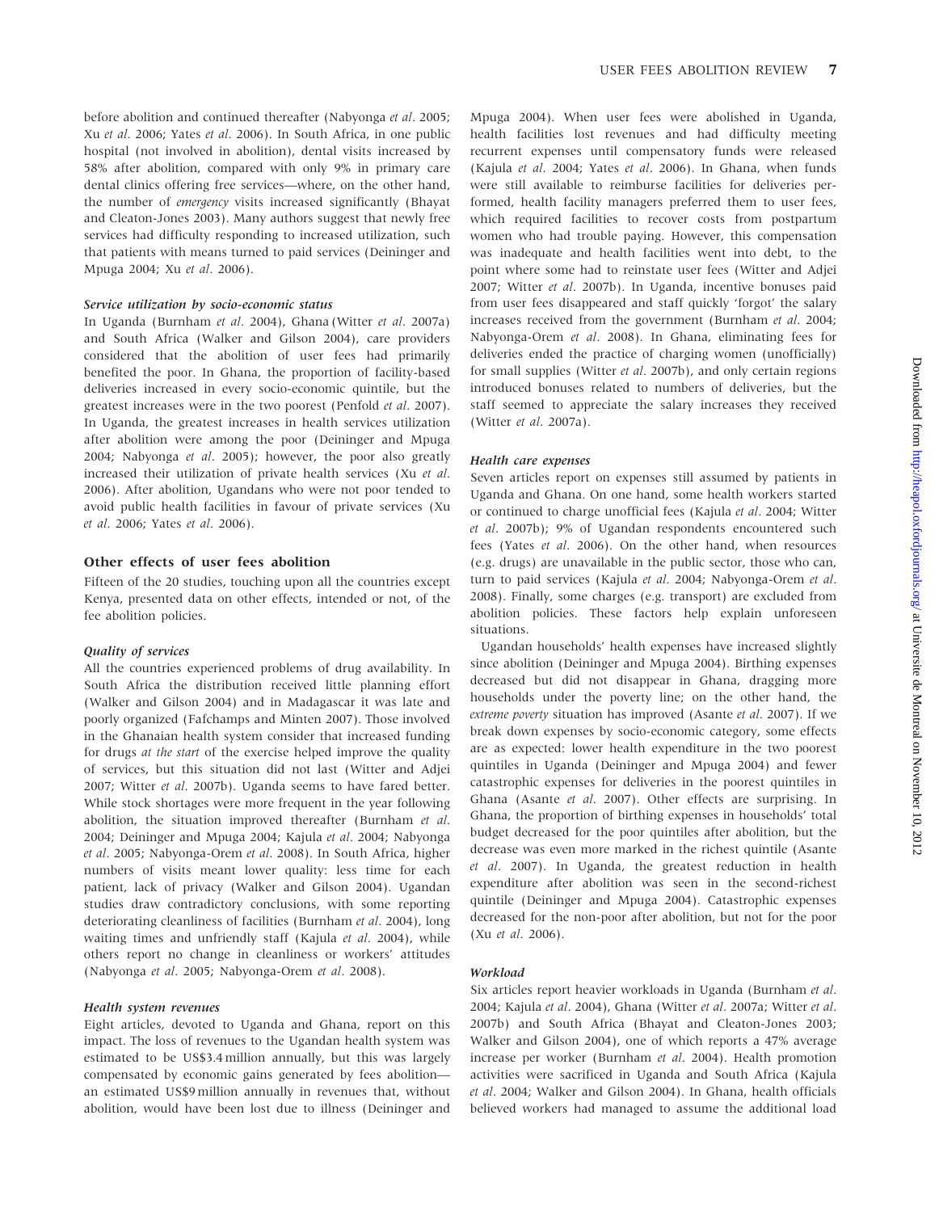before abolition and continued thereafter (Nabyonga *et al*. 2005; Xu *et al*. 2006; Yates *et al*. 2006). In South Africa, in one public hospital (not involved in abolition), dental visits increased by 58% after abolition, compared with only 9% in primary care dental clinics offering free services—where, on the other hand, the number of *emergency* visits increased significantly (Bhayat and Cleaton-Jones 2003). Many authors suggest that newly free services had difficulty responding to increased utilization, such that patients with means turned to paid services (Deininger and Mpuga 2004; Xu *et al*. 2006).

#### Service utilization by socio-economic status

In Uganda (Burnham *et al*. 2004), Ghana (Witter *et al*. 2007a) and South Africa (Walker and Gilson 2004), care providers considered that the abolition of user fees had primarily benefited the poor. In Ghana, the proportion of facility-based deliveries increased in every socio-economic quintile, but the greatest increases were in the two poorest (Penfold *et al*. 2007). In Uganda, the greatest increases in health services utilization after abolition were among the poor (Deininger and Mpuga 2004; Nabyonga *et al*. 2005); however, the poor also greatly increased their utilization of private health services (Xu *et al*. 2006). After abolition, Ugandans who were not poor tended to avoid public health facilities in favour of private services (Xu *et al*. 2006; Yates *et al*. 2006).

### Other effects of user fees abolition

Fifteen of the 20 studies, touching upon all the countries except Kenya, presented data on other effects, intended or not, of the fee abolition policies.

#### Quality of services

All the countries experienced problems of drug availability. In South Africa the distribution received little planning effort (Walker and Gilson 2004) and in Madagascar it was late and poorly organized (Fafchamps and Minten 2007). Those involved in the Ghanaian health system consider that increased funding for drugs *at the start* of the exercise helped improve the quality of services, but this situation did not last (Witter and Adjei 2007; Witter *et al*. 2007b). Uganda seems to have fared better. While stock shortages were more frequent in the year following abolition, the situation improved thereafter (Burnham *et al*. 2004; Deininger and Mpuga 2004; Kajula *et al*. 2004; Nabyonga *et al*. 2005; Nabyonga-Orem *et al*. 2008). In South Africa, higher numbers of visits meant lower quality: less time for each patient, lack of privacy (Walker and Gilson 2004). Ugandan studies draw contradictory conclusions, with some reporting deteriorating cleanliness of facilities (Burnham *et al*. 2004), long waiting times and unfriendly staff (Kajula *et al*. 2004), while others report no change in cleanliness or workers' attitudes (Nabyonga *et al*. 2005; Nabyonga-Orem *et al*. 2008).

#### Health system revenues

Eight articles, devoted to Uganda and Ghana, report on this impact. The loss of revenues to the Ugandan health system was estimated to be US$3.4 million annually, but this was largely compensated by economic gains generated by fees abolition—an estimated US$9 million annually in revenues that, without abolition, would have been lost due to illness (Deininger and Mpuga 2004). When user fees were abolished in Uganda, health facilities lost revenues and had difficulty meeting recurrent expenses until compensatory funds were released (Kajula *et al*. 2004; Yates *et al*. 2006). In Ghana, when funds were still available to reimburse facilities for deliveries performed, health facility managers preferred them to user fees, which required facilities to recover costs from postpartum women who had trouble paying. However, this compensation was inadequate and health facilities went into debt, to the point where some had to reinstate user fees (Witter and Adjei 2007; Witter *et al*. 2007b). In Uganda, incentive bonuses paid from user fees disappeared and staff quickly 'forgot' the salary increases received from the government (Burnham *et al*. 2004; Nabyonga-Orem *et al*. 2008). In Ghana, eliminating fees for deliveries ended the practice of charging women (unofficially) for small supplies (Witter *et al*. 2007b), and only certain regions introduced bonuses related to numbers of deliveries, but the staff seemed to appreciate the salary increases they received (Witter *et al*. 2007a).

#### Health care expenses

Seven articles report on expenses still assumed by patients in Uganda and Ghana. On one hand, some health workers started or continued to charge unofficial fees (Kajula *et al*. 2004; Witter *et al*. 2007b); 9% of Ugandan respondents encountered such fees (Yates *et al*. 2006). On the other hand, when resources (e.g. drugs) are unavailable in the public sector, those who can, turn to paid services (Kajula *et al*. 2004; Nabyonga-Orem *et al*. 2008). Finally, some charges (e.g. transport) are excluded from abolition policies. These factors help explain unforeseen situations.

Ugandan households' health expenses have increased slightly since abolition (Deininger and Mpuga 2004). Birthing expenses decreased but did not disappear in Ghana, dragging more households under the poverty line; on the other hand, the *extreme poverty* situation has improved (Asante *et al*. 2007). If we break down expenses by socio-economic category, some effects are as expected: lower health expenditure in the two poorest quintiles in Uganda (Deininger and Mpuga 2004) and fewer catastrophic expenses for deliveries in the poorest quintiles in Ghana (Asante *et al*. 2007). Other effects are surprising. In Ghana, the proportion of birthing expenses in households' total budget decreased for the poor quintiles after abolition, but the decrease was even more marked in the richest quintile (Asante *et al*. 2007). In Uganda, the greatest reduction in health expenditure after abolition was seen in the second-richest quintile (Deininger and Mpuga 2004). Catastrophic expenses decreased for the non-poor after abolition, but not for the poor (Xu *et al*. 2006).

#### Workload

Six articles report heavier workloads in Uganda (Burnham *et al*. 2004; Kajula *et al*. 2004), Ghana (Witter *et al*. 2007a; Witter *et al*. 2007b) and South Africa (Bhayat and Cleaton-Jones 2003; Walker and Gilson 2004), one of which reports a 47% average increase per worker (Burnham *et al*. 2004). Health promotion activities were sacrificed in Uganda and South Africa (Kajula *et al*. 2004; Walker and Gilson 2004). In Ghana, health officials believed workers had managed to assume the additional load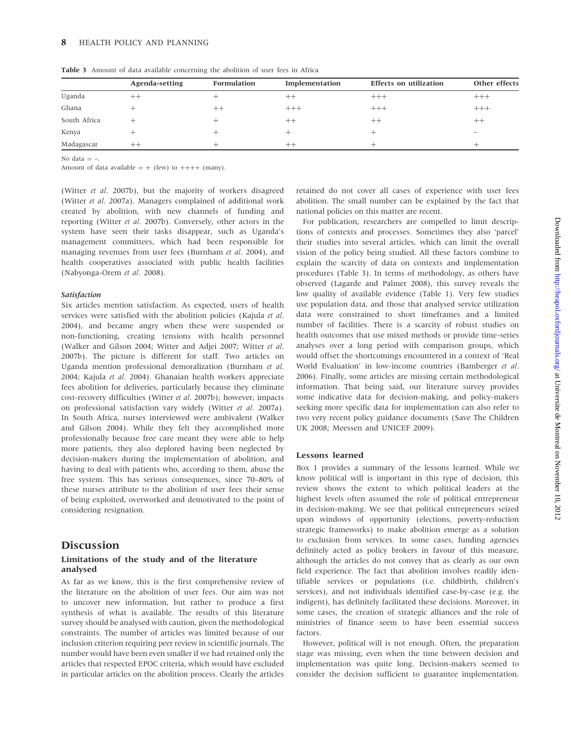**Table 3** Amount of data available concerning the abolition of user fees in Africa

| | Agenda-setting | Formulation | Implementation | Effects on utilization | Other effects |
|---|---|---|---|---|---|
| Uganda | ++ | + | ++ | +++ | +++ |
| Ghana | + | ++ | +++ | +++ | +++ |
| South Africa | + | + | ++ | ++ | ++ |
| Kenya | + | + | + | + | – |
| Madagascar | ++ | + | ++ | + | + |

No data = –.
Amount of data available = + (few) to ++++ (many).

(Witter *et al*. 2007b), but the majority of workers disagreed (Witter *et al*. 2007a). Managers complained of additional work created by abolition, with new channels of funding and reporting (Witter *et al*. 2007b). Conversely, other actors in the system have seen their tasks disappear, such as Uganda's management committees, which had been responsible for managing revenues from user fees (Burnham *et al*. 2004), and health cooperatives associated with public health facilities (Nabyonga-Orem *et al*. 2008).

#### *Satisfaction*

Six articles mention satisfaction. As expected, users of health services were satisfied with the abolition policies (Kajula *et al*. 2004), and became angry when these were suspended or non-functioning, creating tensions with health personnel (Walker and Gilson 2004; Witter and Adjei 2007; Witter *et al*. 2007b). The picture is different for staff. Two articles on Uganda mention professional demoralization (Burnham *et al*. 2004; Kajula *et al*. 2004). Ghanaian health workers appreciate fees abolition for deliveries, particularly because they eliminate cost-recovery difficulties (Witter *et al*. 2007b); however, impacts on professional satisfaction vary widely (Witter *et al*. 2007a). In South Africa, nurses interviewed were ambivalent (Walker and Gilson 2004). While they felt they accomplished more professionally because free care meant they were able to help more patients, they also deplored having been neglected by decision-makers during the implementation of abolition, and having to deal with patients who, according to them, abuse the free system. This has serious consequences, since 70–80% of these nurses attribute to the abolition of user fees their sense of being exploited, overworked and demotivated to the point of considering resignation.

## Discussion

### Limitations of the study and of the literature analysed

As far as we know, this is the first comprehensive review of the literature on the abolition of user fees. Our aim was not to uncover new information, but rather to produce a first synthesis of what is available. The results of this literature survey should be analysed with caution, given the methodological constraints. The number of articles was limited because of our inclusion criterion requiring peer review in scientific journals. The number would have been even smaller if we had retained only the articles that respected EPOC criteria, which would have excluded in particular articles on the abolition process. Clearly the articles retained do not cover all cases of experience with user fees abolition. The small number can be explained by the fact that national policies on this matter are recent.

For publication, researchers are compelled to limit descriptions of contexts and processes. Sometimes they also 'parcel' their studies into several articles, which can limit the overall vision of the policy being studied. All these factors combine to explain the scarcity of data on contexts and implementation procedures (Table 3). In terms of methodology, as others have observed (Lagarde and Palmer 2008), this survey reveals the low quality of available evidence (Table 1). Very few studies use population data, and those that analysed service utilization data were constrained to short timeframes and a limited number of facilities. There is a scarcity of robust studies on health outcomes that use mixed methods or provide time-series analyses over a long period with comparison groups, which would offset the shortcomings encountered in a context of 'Real World Evaluation' in low-income countries (Bamberger *et al*. 2006). Finally, some articles are missing certain methodological information. That being said, our literature survey provides some indicative data for decision-making, and policy-makers seeking more specific data for implementation can also refer to two very recent policy guidance documents (Save The Children UK 2008; Meessen and UNICEF 2009).

### Lessons learned

Box 1 provides a summary of the lessons learned. While we know political will is important in this type of decision, this review shows the extent to which political leaders at the highest levels often assumed the role of political entrepreneur in decision-making. We see that political entrepreneurs seized upon windows of opportunity (elections, poverty-reduction strategic frameworks) to make abolition emerge as a solution to exclusion from services. In some cases, funding agencies definitely acted as policy brokers in favour of this measure, although the articles do not convey that as clearly as our own field experience. The fact that abolition involves readily identifiable services or populations (i.e. childbirth, children's services), and not individuals identified case-by-case (e.g. the indigent), has definitely facilitated these decisions. Moreover, in some cases, the creation of strategic alliances and the role of ministries of finance seem to have been essential success factors.

However, political will is not enough. Often, the preparation stage was missing, even when the time between decision and implementation was quite long. Decision-makers seemed to consider the decision sufficient to guarantee implementation.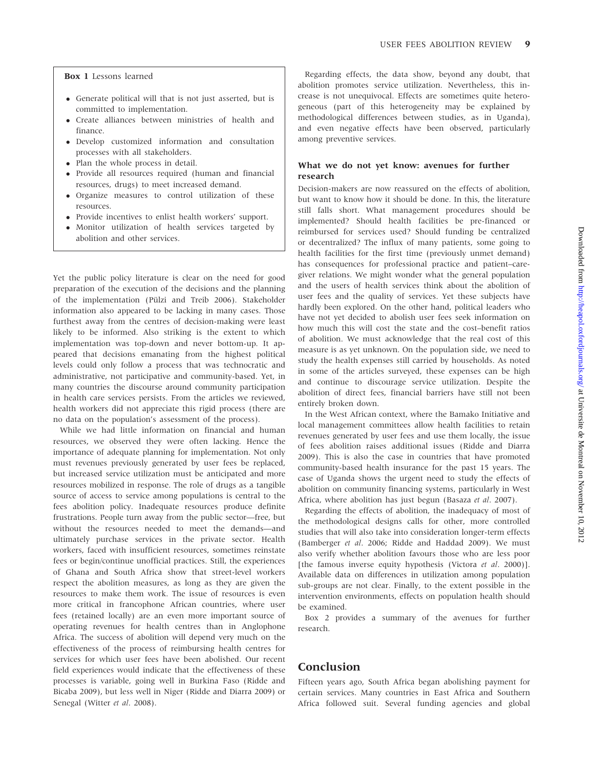**Box 1** Lessons learned

- Generate political will that is not just asserted, but is committed to implementation.
- Create alliances between ministries of health and finance.
- Develop customized information and consultation processes with all stakeholders.
- Plan the whole process in detail.
- Provide all resources required (human and financial resources, drugs) to meet increased demand.
- Organize measures to control utilization of these resources.
- Provide incentives to enlist health workers' support.
- Monitor utilization of health services targeted by abolition and other services.

Yet the public policy literature is clear on the need for good preparation of the execution of the decisions and the planning of the implementation (Pülzi and Treib 2006). Stakeholder information also appeared to be lacking in many cases. Those furthest away from the centres of decision-making were least likely to be informed. Also striking is the extent to which implementation was top-down and never bottom-up. It appeared that decisions emanating from the highest political levels could only follow a process that was technocratic and administrative, not participative and community-based. Yet, in many countries the discourse around community participation in health care services persists. From the articles we reviewed, health workers did not appreciate this rigid process (there are no data on the population's assessment of the process).

While we had little information on financial and human resources, we observed they were often lacking. Hence the importance of adequate planning for implementation. Not only must revenues previously generated by user fees be replaced, but increased service utilization must be anticipated and more resources mobilized in response. The role of drugs as a tangible source of access to service among populations is central to the fees abolition policy. Inadequate resources produce definite frustrations. People turn away from the public sector—free, but without the resources needed to meet the demands—and ultimately purchase services in the private sector. Health workers, faced with insufficient resources, sometimes reinstate fees or begin/continue unofficial practices. Still, the experiences of Ghana and South Africa show that street-level workers respect the abolition measures, as long as they are given the resources to make them work. The issue of resources is even more critical in francophone African countries, where user fees (retained locally) are an even more important source of operating revenues for health centres than in Anglophone Africa. The success of abolition will depend very much on the effectiveness of the process of reimbursing health centres for services for which user fees have been abolished. Our recent field experiences would indicate that the effectiveness of these processes is variable, going well in Burkina Faso (Ridde and Bicaba 2009), but less well in Niger (Ridde and Diarra 2009) or Senegal (Witter *et al*. 2008).

Regarding effects, the data show, beyond any doubt, that abolition promotes service utilization. Nevertheless, this increase is not unequivocal. Effects are sometimes quite heterogeneous (part of this heterogeneity may be explained by methodological differences between studies, as in Uganda), and even negative effects have been observed, particularly among preventive services.

### What we do not yet know: avenues for further research

Decision-makers are now reassured on the effects of abolition, but want to know how it should be done. In this, the literature still falls short. What management procedures should be implemented? Should health facilities be pre-financed or reimbursed for services used? Should funding be centralized or decentralized? The influx of many patients, some going to health facilities for the first time (previously unmet demand) has consequences for professional practice and patient–caregiver relations. We might wonder what the general population and the users of health services think about the abolition of user fees and the quality of services. Yet these subjects have hardly been explored. On the other hand, political leaders who have not yet decided to abolish user fees seek information on how much this will cost the state and the cost–benefit ratios of abolition. We must acknowledge that the real cost of this measure is as yet unknown. On the population side, we need to study the health expenses still carried by households. As noted in some of the articles surveyed, these expenses can be high and continue to discourage service utilization. Despite the abolition of direct fees, financial barriers have still not been entirely broken down.

In the West African context, where the Bamako Initiative and local management committees allow health facilities to retain revenues generated by user fees and use them locally, the issue of fees abolition raises additional issues (Ridde and Diarra 2009). This is also the case in countries that have promoted community-based health insurance for the past 15 years. The case of Uganda shows the urgent need to study the effects of abolition on community financing systems, particularly in West Africa, where abolition has just begun (Basaza *et al*. 2007).

Regarding the effects of abolition, the inadequacy of most of the methodological designs calls for other, more controlled studies that will also take into consideration longer-term effects (Bamberger *et al*. 2006; Ridde and Haddad 2009). We must also verify whether abolition favours those who are less poor [the famous inverse equity hypothesis (Victora *et al*. 2000)]. Available data on differences in utilization among population sub-groups are not clear. Finally, to the extent possible in the intervention environments, effects on population health should be examined.

Box 2 provides a summary of the avenues for further research.

## Conclusion

Fifteen years ago, South Africa began abolishing payment for certain services. Many countries in East Africa and Southern Africa followed suit. Several funding agencies and global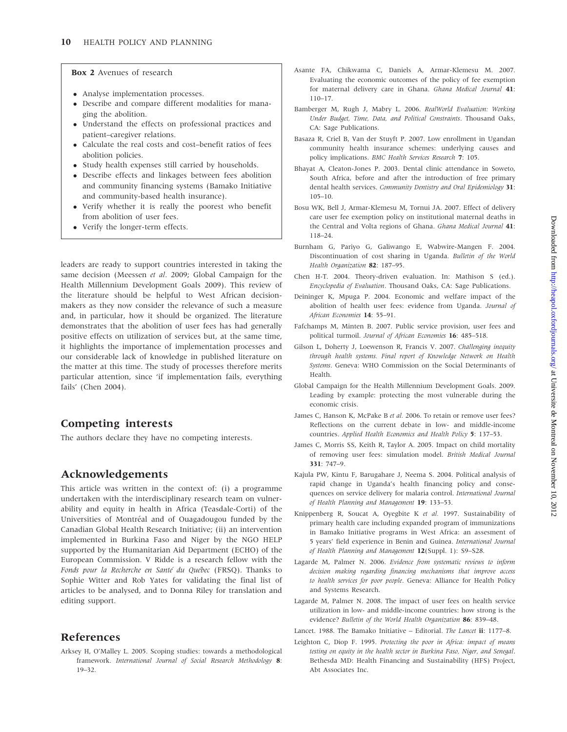**Box 2** Avenues of research

- Analyse implementation processes.
- Describe and compare different modalities for managing the abolition.
- Understand the effects on professional practices and patient–caregiver relations.
- Calculate the real costs and cost–benefit ratios of fees abolition policies.
- Study health expenses still carried by households.
- Describe effects and linkages between fees abolition and community financing systems (Bamako Initiative and community-based health insurance).
- Verify whether it is really the poorest who benefit from abolition of user fees.
- Verify the longer-term effects.

leaders are ready to support countries interested in taking the same decision (Meessen *et al*. 2009; Global Campaign for the Health Millennium Development Goals 2009). This review of the literature should be helpful to West African decision-makers as they now consider the relevance of such a measure and, in particular, how it should be organized. The literature demonstrates that the abolition of user fees has had generally positive effects on utilization of services but, at the same time, it highlights the importance of implementation processes and our considerable lack of knowledge in published literature on the matter at this time. The study of processes therefore merits particular attention, since 'if implementation fails, everything fails' (Chen 2004).

## Competing interests

The authors declare they have no competing interests.

## Acknowledgements

This article was written in the context of: (i) a programme undertaken with the interdisciplinary research team on vulnerability and equity in health in Africa (Teasdale-Corti) of the Universities of Montréal and of Ouagadougou funded by the Canadian Global Health Research Initiative; (ii) an intervention implemented in Burkina Faso and Niger by the NGO HELP supported by the Humanitarian Aid Department (ECHO) of the European Commission. V Ridde is a research fellow with the *Fonds pour la Recherche en Santé du Québec* (FRSQ). Thanks to Sophie Witter and Rob Yates for validating the final list of articles to be analysed, and to Donna Riley for translation and editing support.

## References

Arksey H, O'Malley L. 2005. Scoping studies: towards a methodological framework. *International Journal of Social Research Methodology* **8**: 19–32.

Asante FA, Chikwama C, Daniels A, Armar-Klemesu M. 2007. Evaluating the economic outcomes of the policy of fee exemption for maternal delivery care in Ghana. *Ghana Medical Journal* **41**: 110–17.

Bamberger M, Rugh J, Mabry L. 2006. *RealWorld Evaluation: Working Under Budget, Time, Data, and Political Constraints*. Thousand Oaks, CA: Sage Publications.

Basaza R, Criel B, Van der Stuyft P. 2007. Low enrollment in Ugandan community health insurance schemes: underlying causes and policy implications. *BMC Health Services Research* **7**: 105.

Bhayat A, Cleaton-Jones P. 2003. Dental clinic attendance in Soweto, South Africa, before and after the introduction of free primary dental health services. *Community Dentistry and Oral Epidemiology* **31**: 105–10.

Bosu WK, Bell J, Armar-Klemesu M, Tornui JA. 2007. Effect of delivery care user fee exemption policy on institutional maternal deaths in the Central and Volta regions of Ghana. *Ghana Medical Journal* **41**: 118–24.

Burnham G, Pariyo G, Galiwango E, Wabwire-Mangen F. 2004. Discontinuation of cost sharing in Uganda. *Bulletin of the World Health Organization* **82**: 187–95.

Chen H-T. 2004. Theory-driven evaluation. In: Mathison S (ed.). *Encyclopedia of Evaluation*. Thousand Oaks, CA: Sage Publications.

Deininger K, Mpuga P. 2004. Economic and welfare impact of the abolition of health user fees: evidence from Uganda. *Journal of African Economies* **14**: 55–91.

Fafchamps M, Minten B. 2007. Public service provision, user fees and political turmoil. *Journal of African Economies* **16**: 485–518.

Gilson L, Doherty J, Loewenson R, Francis V. 2007. *Challenging inequity through health systems. Final report of Knowledge Network on Health Systems*. Geneva: WHO Commission on the Social Determinants of Health.

Global Campaign for the Health Millennium Development Goals. 2009. Leading by example: protecting the most vulnerable during the economic crisis.

James C, Hanson K, McPake B *et al.* 2006. To retain or remove user fees? Reflections on the current debate in low- and middle-income countries. *Applied Health Economics and Health Policy* **5**: 137–53.

James C, Morris SS, Keith R, Taylor A. 2005. Impact on child mortality of removing user fees: simulation model. *British Medical Journal* **331**: 747–9.

Kajula PW, Kintu F, Barugahare J, Neema S. 2004. Political analysis of rapid change in Uganda's health financing policy and consequences on service delivery for malaria control. *International Journal of Health Planning and Management* **19**: 133–53.

Knippenberg R, Soucat A, Oyegbite K *et al.* 1997. Sustainability of primary health care including expanded program of immunizations in Bamako Initiative programs in West Africa: an assesment of 5 years' field experience in Benin and Guinea. *International Journal of Health Planning and Management* **12**(Suppl. 1): S9–S28.

Lagarde M, Palmer N. 2006. *Evidence from systematic reviews to inform decision making regarding financing mechanisms that improve access to health services for poor people*. Geneva: Alliance for Health Policy and Systems Research.

Lagarde M, Palmer N. 2008. The impact of user fees on health service utilization in low- and middle-income countries: how strong is the evidence? *Bulletin of the World Health Organization* **86**: 839–48.

Lancet. 1988. The Bamako Initiative – Editorial. *The Lancet* **ii**: 1177–8.

Leighton C, Diop F. 1995. *Protecting the poor in Africa: impact of means testing on equity in the health sector in Burkina Faso, Niger, and Senegal*. Bethesda MD: Health Financing and Sustainability (HFS) Project, Abt Associates Inc.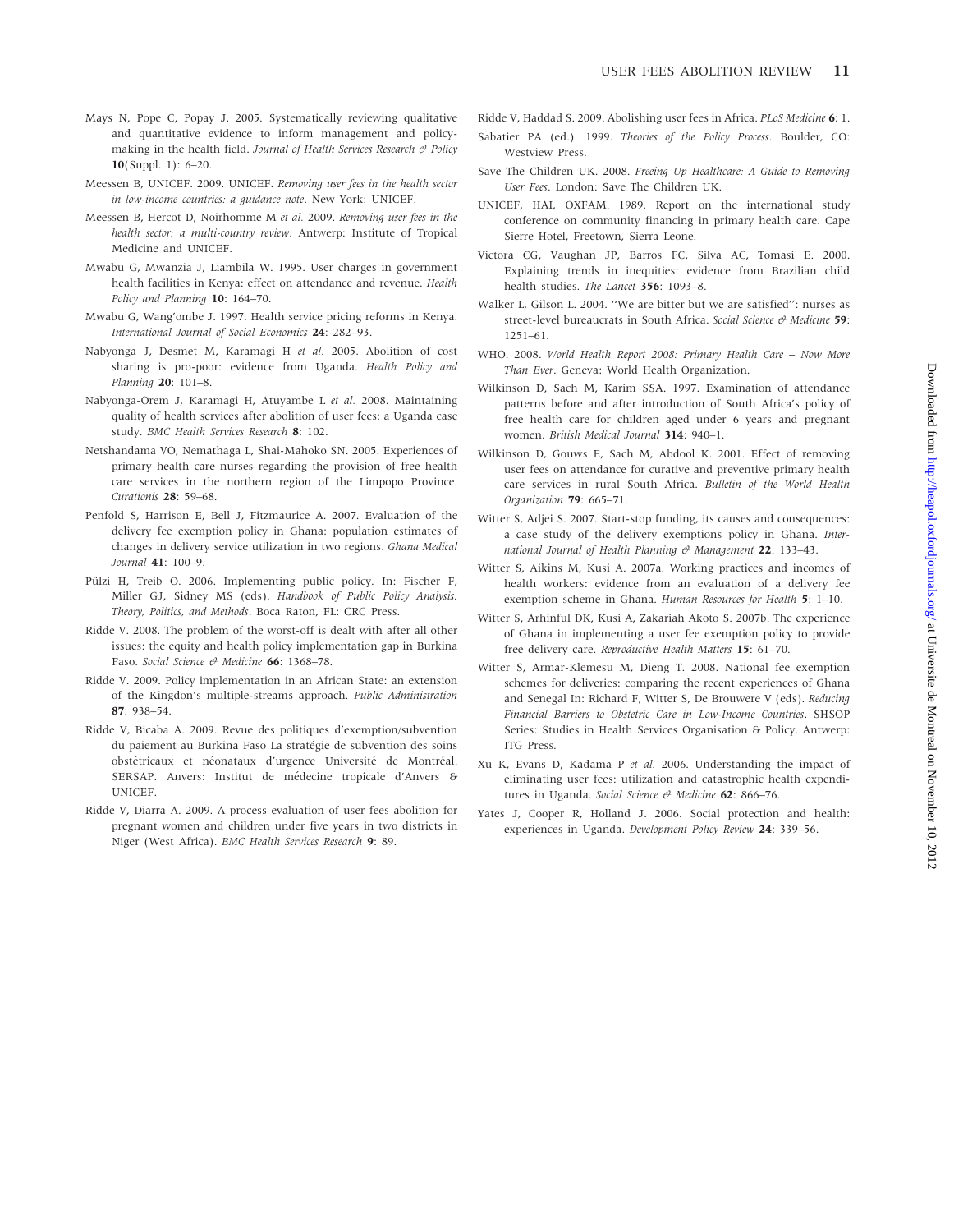Mays N, Pope C, Popay J. 2005. Systematically reviewing qualitative and quantitative evidence to inform management and policy-making in the health field. *Journal of Health Services Research & Policy* **10**(Suppl. 1): 6–20.

Meessen B, UNICEF. 2009. UNICEF. *Removing user fees in the health sector in low-income countries: a guidance note*. New York: UNICEF.

Meessen B, Hercot D, Noirhomme M *et al.* 2009. *Removing user fees in the health sector: a multi-country review*. Antwerp: Institute of Tropical Medicine and UNICEF.

Mwabu G, Mwanzia J, Liambila W. 1995. User charges in government health facilities in Kenya: effect on attendance and revenue. *Health Policy and Planning* **10**: 164–70.

Mwabu G, Wang'ombe J. 1997. Health service pricing reforms in Kenya. *International Journal of Social Economics* **24**: 282–93.

Nabyonga J, Desmet M, Karamagi H *et al.* 2005. Abolition of cost sharing is pro-poor: evidence from Uganda. *Health Policy and Planning* **20**: 101–8.

Nabyonga-Orem J, Karamagi H, Atuyambe L *et al.* 2008. Maintaining quality of health services after abolition of user fees: a Uganda case study. *BMC Health Services Research* **8**: 102.

Netshandama VO, Nemathaga L, Shai-Mahoko SN. 2005. Experiences of primary health care nurses regarding the provision of free health care services in the northern region of the Limpopo Province. *Curationis* **28**: 59–68.

Penfold S, Harrison E, Bell J, Fitzmaurice A. 2007. Evaluation of the delivery fee exemption policy in Ghana: population estimates of changes in delivery service utilization in two regions. *Ghana Medical Journal* **41**: 100–9.

Pülzi H, Treib O. 2006. Implementing public policy. In: Fischer F, Miller GJ, Sidney MS (eds). *Handbook of Public Policy Analysis: Theory, Politics, and Methods*. Boca Raton, FL: CRC Press.

Ridde V. 2008. The problem of the worst-off is dealt with after all other issues: the equity and health policy implementation gap in Burkina Faso. *Social Science & Medicine* **66**: 1368–78.

Ridde V. 2009. Policy implementation in an African State: an extension of the Kingdon's multiple-streams approach. *Public Administration* **87**: 938–54.

Ridde V, Bicaba A. 2009. Revue des politiques d'exemption/subvention du paiement au Burkina Faso La stratégie de subvention des soins obstétricaux et néonataux d'urgence Université de Montréal. SERSAP. Anvers: Institut de médecine tropicale d'Anvers & UNICEF.

Ridde V, Diarra A. 2009. A process evaluation of user fees abolition for pregnant women and children under five years in two districts in Niger (West Africa). *BMC Health Services Research* **9**: 89.

Ridde V, Haddad S. 2009. Abolishing user fees in Africa. *PLoS Medicine* **6**: 1.

Sabatier PA (ed.). 1999. *Theories of the Policy Process*. Boulder, CO: Westview Press.

Save The Children UK. 2008. *Freeing Up Healthcare: A Guide to Removing User Fees*. London: Save The Children UK.

UNICEF, HAI, OXFAM. 1989. Report on the international study conference on community financing in primary health care. Cape Sierre Hotel, Freetown, Sierra Leone.

Victora CG, Vaughan JP, Barros FC, Silva AC, Tomasi E. 2000. Explaining trends in inequities: evidence from Brazilian child health studies. *The Lancet* **356**: 1093–8.

Walker L, Gilson L. 2004. "We are bitter but we are satisfied": nurses as street-level bureaucrats in South Africa. *Social Science & Medicine* **59**: 1251–61.

WHO. 2008. *World Health Report 2008: Primary Health Care – Now More Than Ever*. Geneva: World Health Organization.

Wilkinson D, Sach M, Karim SSA. 1997. Examination of attendance patterns before and after introduction of South Africa's policy of free health care for children aged under 6 years and pregnant women. *British Medical Journal* **314**: 940–1.

Wilkinson D, Gouws E, Sach M, Abdool K. 2001. Effect of removing user fees on attendance for curative and preventive primary health care services in rural South Africa. *Bulletin of the World Health Organization* **79**: 665–71.

Witter S, Adjei S. 2007. Start-stop funding, its causes and consequences: a case study of the delivery exemptions policy in Ghana. *International Journal of Health Planning & Management* **22**: 133–43.

Witter S, Aikins M, Kusi A. 2007a. Working practices and incomes of health workers: evidence from an evaluation of a delivery fee exemption scheme in Ghana. *Human Resources for Health* **5**: 1–10.

Witter S, Arhinful DK, Kusi A, Zakariah Akoto S. 2007b. The experience of Ghana in implementing a user fee exemption policy to provide free delivery care. *Reproductive Health Matters* **15**: 61–70.

Witter S, Armar-Klemesu M, Dieng T. 2008. National fee exemption schemes for deliveries: comparing the recent experiences of Ghana and Senegal In: Richard F, Witter S, De Brouwere V (eds). *Reducing Financial Barriers to Obstetric Care in Low-Income Countries*. SHSOP Series: Studies in Health Services Organisation & Policy. Antwerp: ITG Press.

Xu K, Evans D, Kadama P *et al.* 2006. Understanding the impact of eliminating user fees: utilization and catastrophic health expenditures in Uganda. *Social Science & Medicine* **62**: 866–76.

Yates J, Cooper R, Holland J. 2006. Social protection and health: experiences in Uganda. *Development Policy Review* **24**: 339–56.